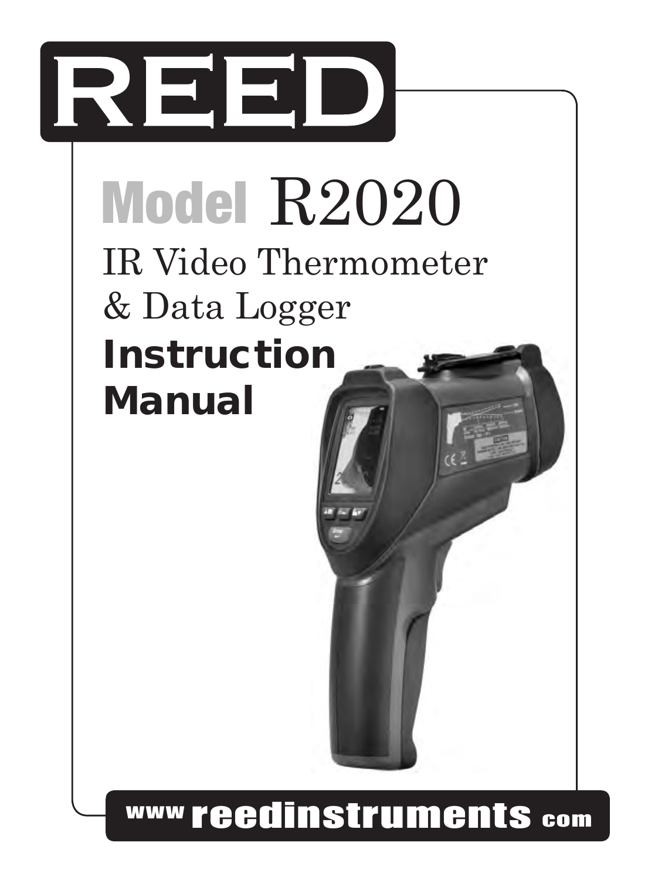# REED

## Model R2020

## IR Video Thermometer & Data Logger

## Instruction Manual

www.reedinstruments.com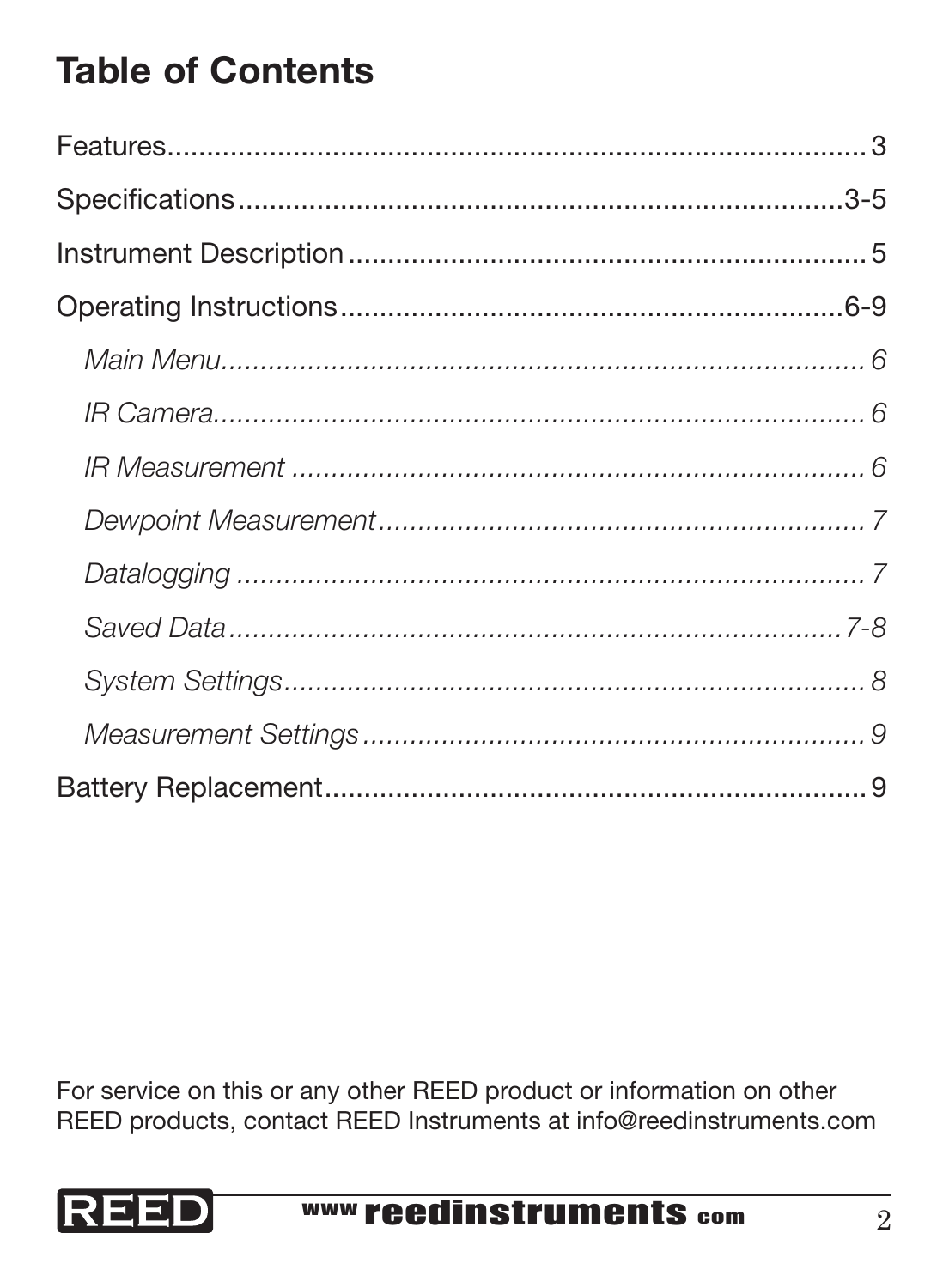# Table of Contents

Features........................................................................................ 3

Specifications........................................................................3-5

Instrument Description ............................................................ 5

Operating Instructions...........................................................6-9

*Main Menu............................................................................. 6*

*IR Camera.............................................................................. 6*

*IR Measurement ...................................................................... 6*

*Dewpoint Measurement............................................................ 7*

*Datalogging ............................................................................ 7*

*Saved Data........................................................................7-8*

*System Settings...................................................................... 8*

*Measurement Settings.............................................................. 9*

Battery Replacement.................................................................. 9

For service on this or any other REED product or information on other REED products, contact REED Instruments at info@reedinstruments.com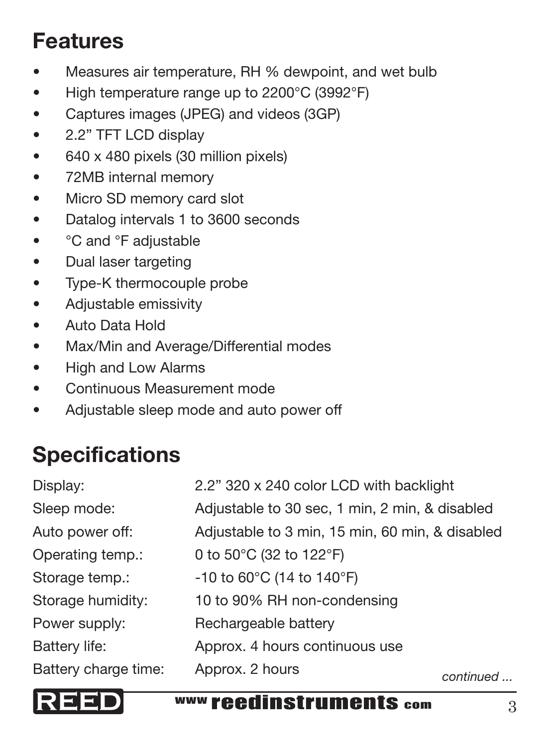## Features

- Measures air temperature, RH % dewpoint, and wet bulb
- High temperature range up to 2200°C (3992°F)
- Captures images (JPEG) and videos (3GP)
- 2.2” TFT LCD display
- 640 x 480 pixels (30 million pixels)
- 72MB internal memory
- Micro SD memory card slot
- Datalog intervals 1 to 3600 seconds
- °C and °F adjustable
- Dual laser targeting
- Type-K thermocouple probe
- Adjustable emissivity
- Auto Data Hold
- Max/Min and Average/Differential modes
- High and Low Alarms
- Continuous Measurement mode
- Adjustable sleep mode and auto power off

## Specifications

| | |
|---|---|
| Display: | 2.2” 320 x 240 color LCD with backlight |
| Sleep mode: | Adjustable to 30 sec, 1 min, 2 min, & disabled |
| Auto power off: | Adjustable to 3 min, 15 min, 60 min, & disabled |
| Operating temp.: | 0 to 50°C (32 to 122°F) |
| Storage temp.: | -10 to 60°C (14 to 140°F) |
| Storage humidity: | 10 to 90% RH non-condensing |
| Power supply: | Rechargeable battery |
| Battery life: | Approx. 4 hours continuous use |
| Battery charge time: | Approx. 2 hours |

*continued ...*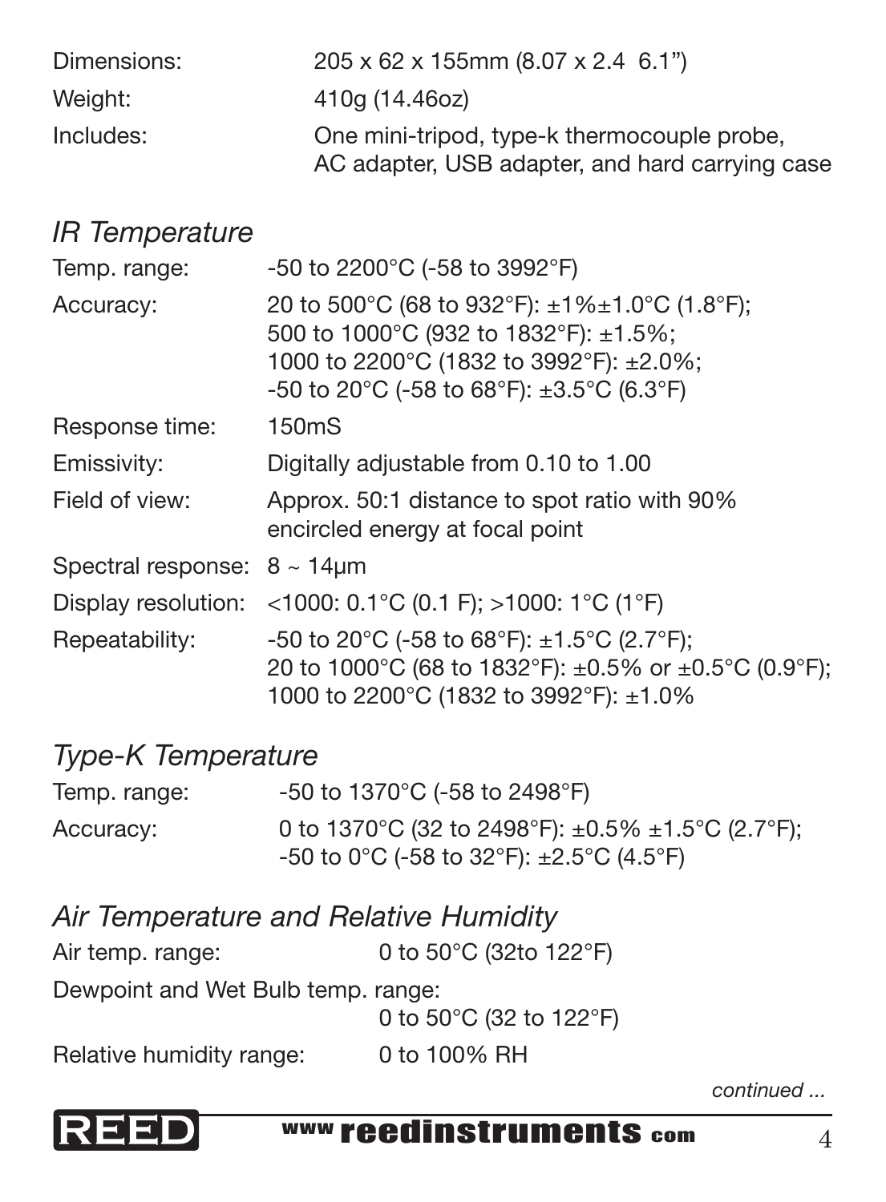| | |
|---|---|
| Dimensions: | 205 x 62 x 155mm (8.07 x 2.4  6.1") |
| Weight: | 410g (14.46oz) |
| Includes: | One mini-tripod, type-k thermocouple probe, AC adapter, USB adapter, and hard carrying case |

## *IR Temperature*

| | |
|---|---|
| Temp. range: | -50 to 2200°C (-58 to 3992°F) |
| Accuracy: | 20 to 500°C (68 to 932°F): ±1%±1.0°C (1.8°F); 500 to 1000°C (932 to 1832°F): ±1.5%; 1000 to 2200°C (1832 to 3992°F): ±2.0%; -50 to 20°C (-58 to 68°F): ±3.5°C (6.3°F) |
| Response time: | 150mS |
| Emissivity: | Digitally adjustable from 0.10 to 1.00 |
| Field of view: | Approx. 50:1 distance to spot ratio with 90% encircled energy at focal point |
| Spectral response: | 8 ~ 14µm |
| Display resolution: | <1000: 0.1°C (0.1 F); >1000: 1°C (1°F) |
| Repeatability: | -50 to 20°C (-58 to 68°F): ±1.5°C (2.7°F); 20 to 1000°C (68 to 1832°F): ±0.5% or ±0.5°C (0.9°F); 1000 to 2200°C (1832 to 3992°F): ±1.0% |

## *Type-K Temperature*

| | |
|---|---|
| Temp. range: | -50 to 1370°C (-58 to 2498°F) |
| Accuracy: | 0 to 1370°C (32 to 2498°F): ±0.5% ±1.5°C (2.7°F); -50 to 0°C (-58 to 32°F): ±2.5°C (4.5°F) |

## *Air Temperature and Relative Humidity*

| | |
|---|---|
| Air temp. range: | 0 to 50°C (32to 122°F) |
| Dewpoint and Wet Bulb temp. range: | 0 to 50°C (32 to 122°F) |
| Relative humidity range: | 0 to 100% RH |

*continued ...*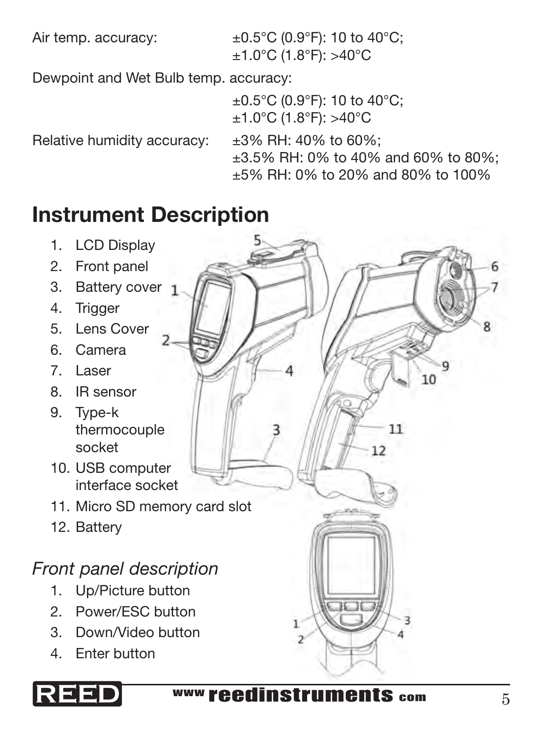| | |
|---|---|
| Air temp. accuracy: | ±0.5°C (0.9°F): 10 to 40°C; ±1.0°C (1.8°F): >40°C |
| Dewpoint and Wet Bulb temp. accuracy: | ±0.5°C (0.9°F): 10 to 40°C; ±1.0°C (1.8°F): >40°C |
| Relative humidity accuracy: | ±3% RH: 40% to 60%; ±3.5% RH: 0% to 40% and 60% to 80%; ±5% RH: 0% to 20% and 80% to 100% |

## Instrument Description

1. LCD Display
2. Front panel
3. Battery cover
4. Trigger
5. Lens Cover
6. Camera
7. Laser
8. IR sensor
9. Type-k thermocouple socket
10. USB computer interface socket
11. Micro SD memory card slot
12. Battery

### *Front panel description*

1. Up/Picture button
2. Power/ESC button
3. Down/Video button
4. Enter button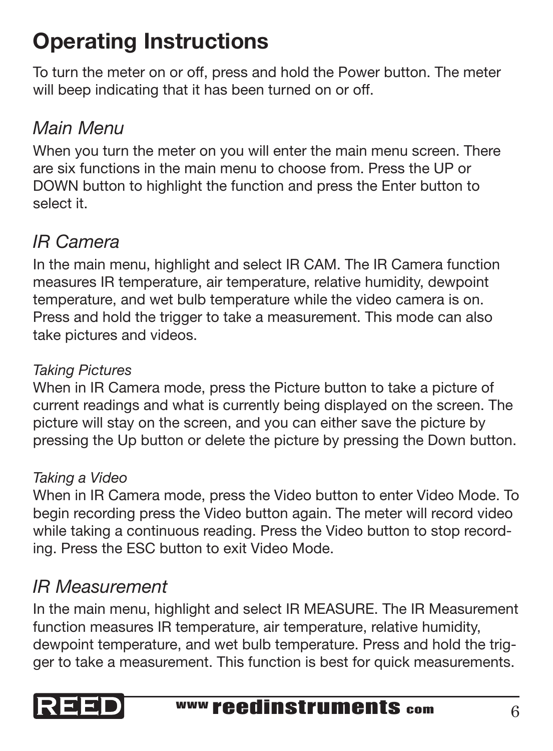# Operating Instructions

To turn the meter on or off, press and hold the Power button. The meter will beep indicating that it has been turned on or off.

## *Main Menu*

When you turn the meter on you will enter the main menu screen. There are six functions in the main menu to choose from. Press the UP or DOWN button to highlight the function and press the Enter button to select it.

## *IR Camera*

In the main menu, highlight and select IR CAM. The IR Camera function measures IR temperature, air temperature, relative humidity, dewpoint temperature, and wet bulb temperature while the video camera is on. Press and hold the trigger to take a measurement. This mode can also take pictures and videos.

### *Taking Pictures*

When in IR Camera mode, press the Picture button to take a picture of current readings and what is currently being displayed on the screen. The picture will stay on the screen, and you can either save the picture by pressing the Up button or delete the picture by pressing the Down button.

### *Taking a Video*

When in IR Camera mode, press the Video button to enter Video Mode. To begin recording press the Video button again. The meter will record video while taking a continuous reading. Press the Video button to stop recording. Press the ESC button to exit Video Mode.

## *IR Measurement*

In the main menu, highlight and select IR MEASURE. The IR Measurement function measures IR temperature, air temperature, relative humidity, dewpoint temperature, and wet bulb temperature. Press and hold the trigger to take a measurement. This function is best for quick measurements.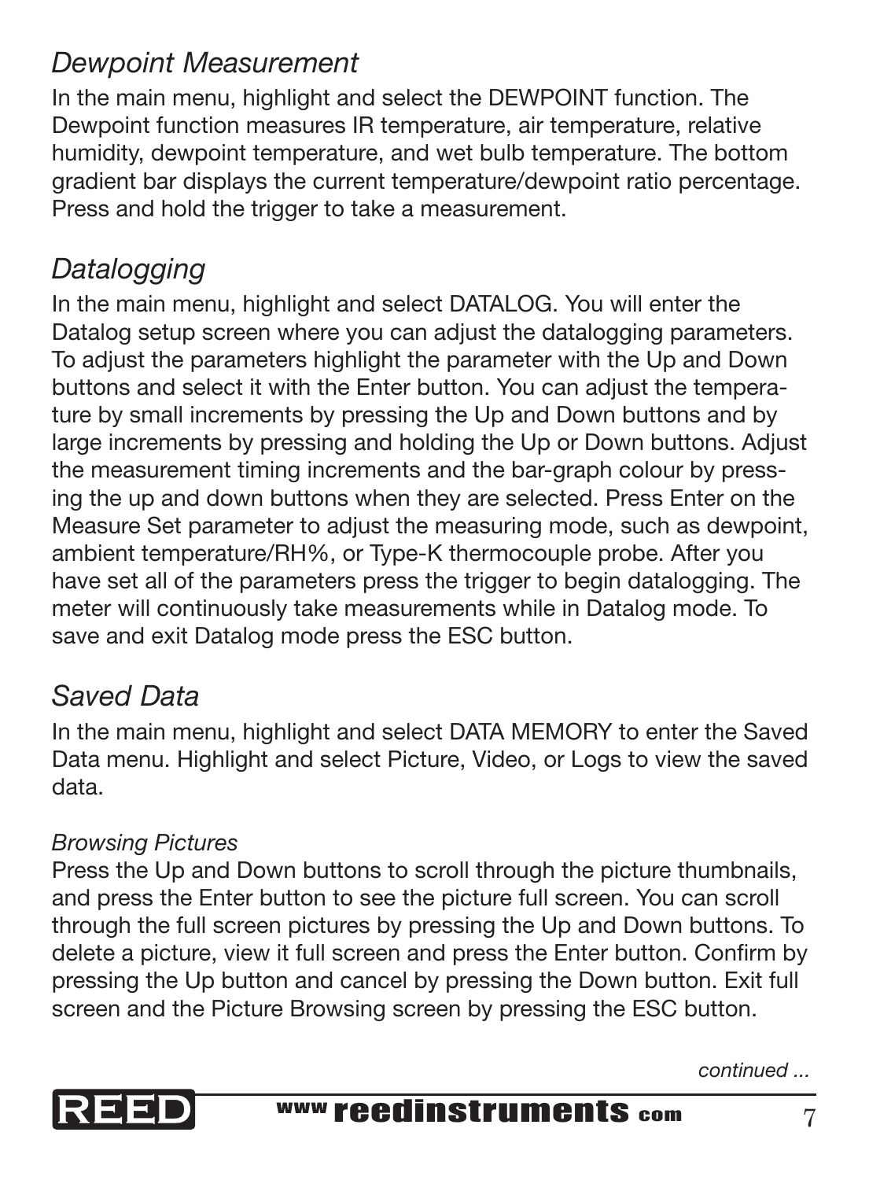## *Dewpoint Measurement*

In the main menu, highlight and select the DEWPOINT function. The Dewpoint function measures IR temperature, air temperature, relative humidity, dewpoint temperature, and wet bulb temperature. The bottom gradient bar displays the current temperature/dewpoint ratio percentage. Press and hold the trigger to take a measurement.

## *Datalogging*

In the main menu, highlight and select DATALOG. You will enter the Datalog setup screen where you can adjust the datalogging parameters. To adjust the parameters highlight the parameter with the Up and Down buttons and select it with the Enter button. You can adjust the temperature by small increments by pressing the Up and Down buttons and by large increments by pressing and holding the Up or Down buttons. Adjust the measurement timing increments and the bar-graph colour by pressing the up and down buttons when they are selected. Press Enter on the Measure Set parameter to adjust the measuring mode, such as dewpoint, ambient temperature/RH%, or Type-K thermocouple probe. After you have set all of the parameters press the trigger to begin datalogging. The meter will continuously take measurements while in Datalog mode. To save and exit Datalog mode press the ESC button.

## *Saved Data*

In the main menu, highlight and select DATA MEMORY to enter the Saved Data menu. Highlight and select Picture, Video, or Logs to view the saved data.

### *Browsing Pictures*

Press the Up and Down buttons to scroll through the picture thumbnails, and press the Enter button to see the picture full screen. You can scroll through the full screen pictures by pressing the Up and Down buttons. To delete a picture, view it full screen and press the Enter button. Confirm by pressing the Up button and cancel by pressing the Down button. Exit full screen and the Picture Browsing screen by pressing the ESC button.

*continued ...*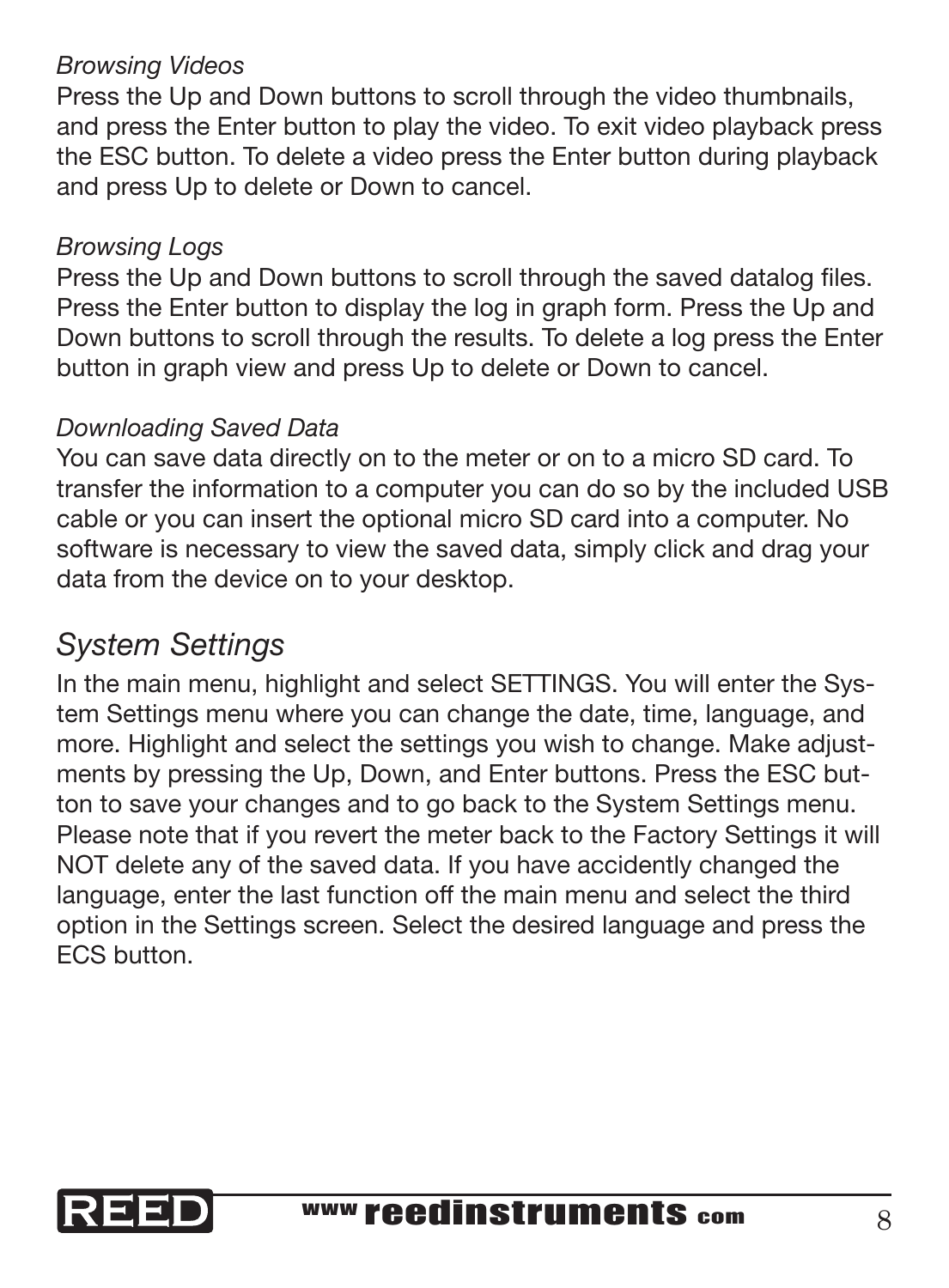*Browsing Videos*

Press the Up and Down buttons to scroll through the video thumbnails, and press the Enter button to play the video. To exit video playback press the ESC button. To delete a video press the Enter button during playback and press Up to delete or Down to cancel.

*Browsing Logs*

Press the Up and Down buttons to scroll through the saved datalog files. Press the Enter button to display the log in graph form. Press the Up and Down buttons to scroll through the results. To delete a log press the Enter button in graph view and press Up to delete or Down to cancel.

*Downloading Saved Data*

You can save data directly on to the meter or on to a micro SD card. To transfer the information to a computer you can do so by the included USB cable or you can insert the optional micro SD card into a computer. No software is necessary to view the saved data, simply click and drag your data from the device on to your desktop.

## *System Settings*

In the main menu, highlight and select SETTINGS. You will enter the System Settings menu where you can change the date, time, language, and more. Highlight and select the settings you wish to change. Make adjustments by pressing the Up, Down, and Enter buttons. Press the ESC button to save your changes and to go back to the System Settings menu. Please note that if you revert the meter back to the Factory Settings it will NOT delete any of the saved data. If you have accidently changed the language, enter the last function off the main menu and select the third option in the Settings screen. Select the desired language and press the ECS button.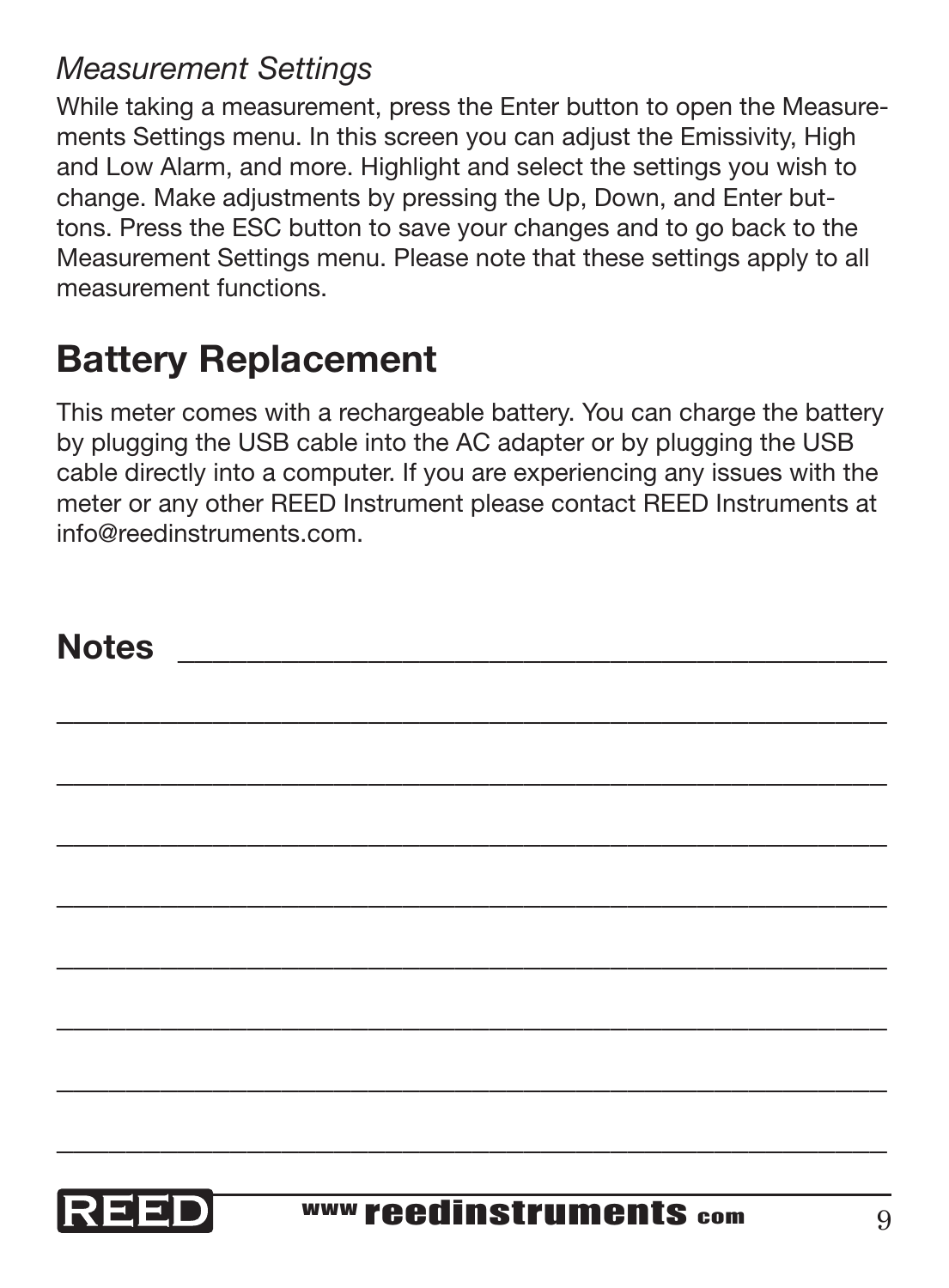*Measurement Settings*

While taking a measurement, press the Enter button to open the Measurements Settings menu. In this screen you can adjust the Emissivity, High and Low Alarm, and more. Highlight and select the settings you wish to change. Make adjustments by pressing the Up, Down, and Enter buttons. Press the ESC button to save your changes and to go back to the Measurement Settings menu. Please note that these settings apply to all measurement functions.

## Battery Replacement

This meter comes with a rechargeable battery. You can charge the battery by plugging the USB cable into the AC adapter or by plugging the USB cable directly into a computer. If you are experiencing any issues with the meter or any other REED Instrument please contact REED Instruments at info@reedinstruments.com.

## Notes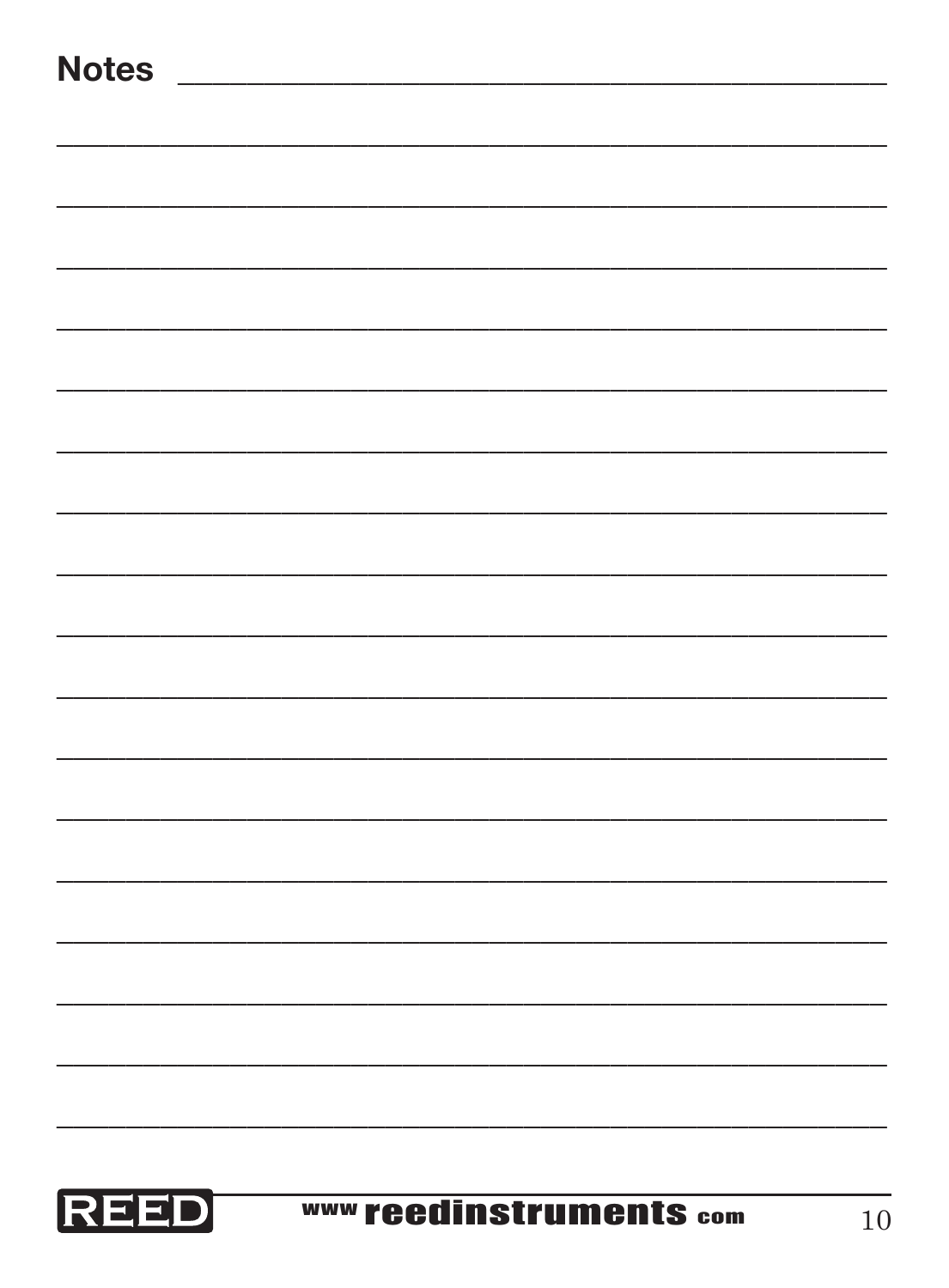## Notes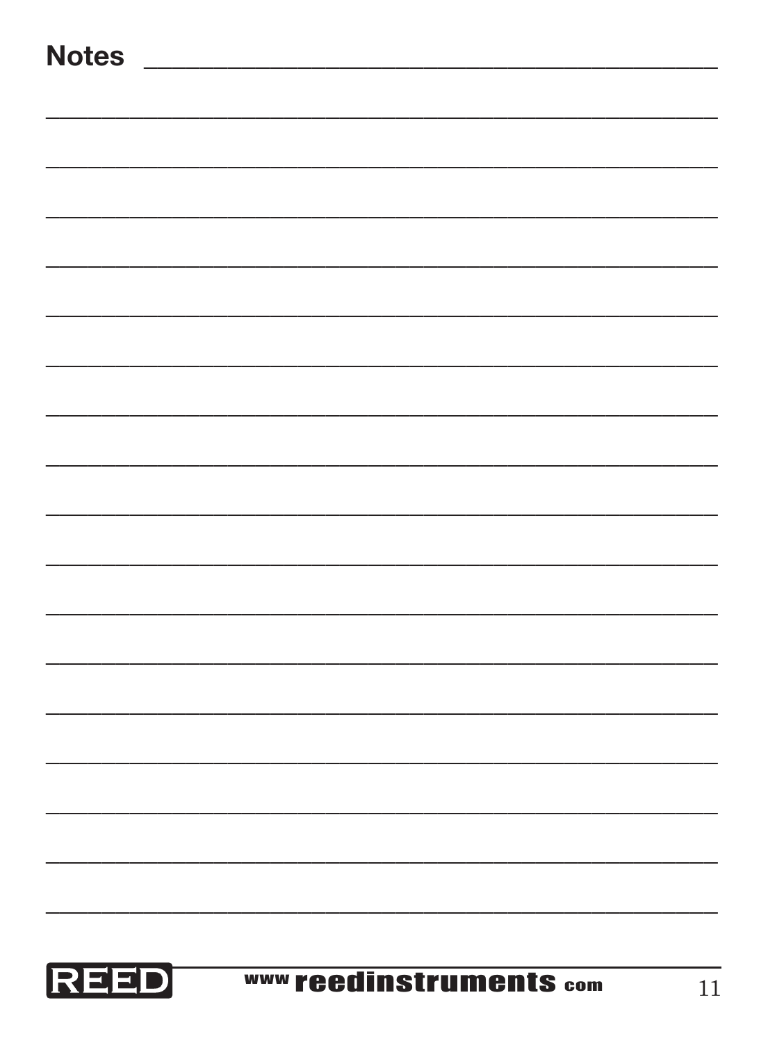## Notes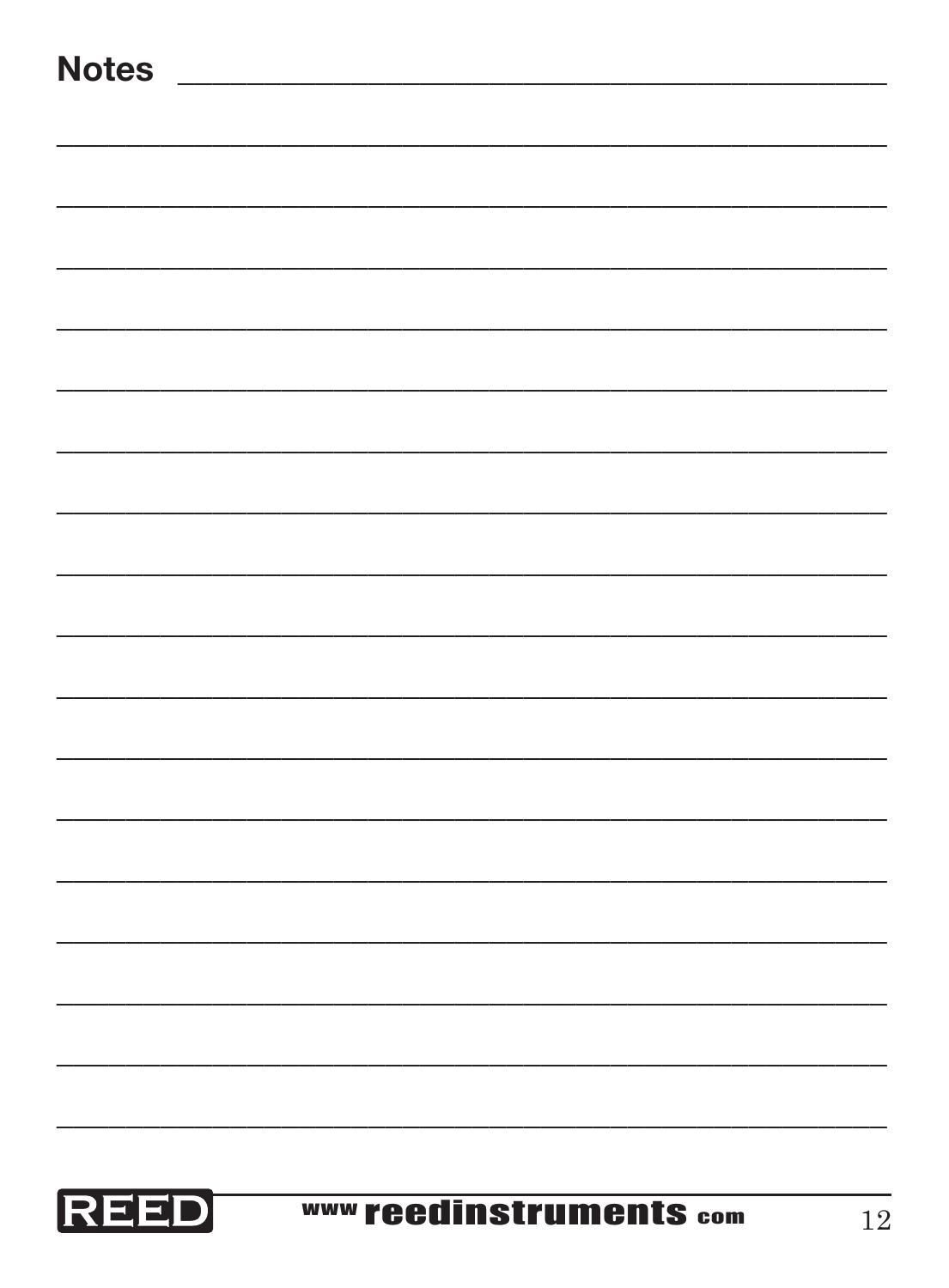# Notes